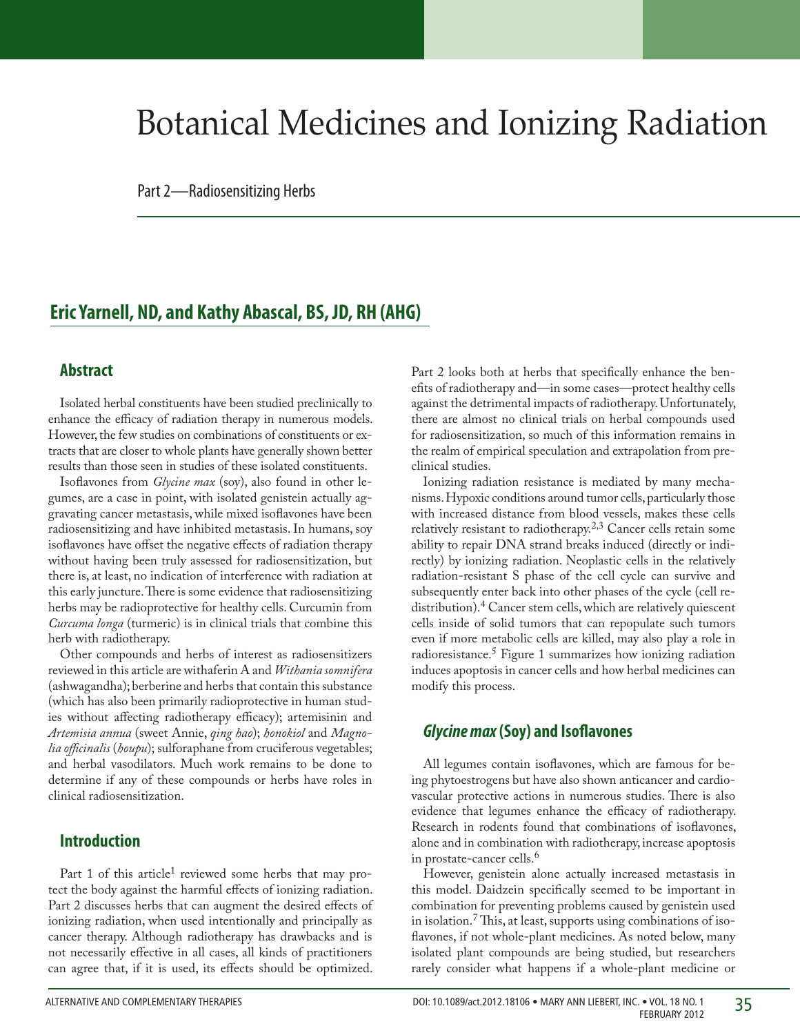# Botanical Medicines and Ionizing Radiation

Part 2—Radiosensitizing Herbs

**Eric Yarnell, ND, and Kathy Abascal, BS, JD, RH (AHG)**

## Abstract

Isolated herbal constituents have been studied preclinically to enhance the efficacy of radiation therapy in numerous models. However, the few studies on combinations of constituents or extracts that are closer to whole plants have generally shown better results than those seen in studies of these isolated constituents.

Isoflavones from *Glycine max* (soy), also found in other legumes, are a case in point, with isolated genistein actually aggravating cancer metastasis, while mixed isoflavones have been radiosensitizing and have inhibited metastasis. In humans, soy isoflavones have offset the negative effects of radiation therapy without having been truly assessed for radiosensitization, but there is, at least, no indication of interference with radiation at this early juncture. There is some evidence that radiosensitizing herbs may be radioprotective for healthy cells. Curcumin from *Curcuma longa* (turmeric) is in clinical trials that combine this herb with radiotherapy.

Other compounds and herbs of interest as radiosensitizers reviewed in this article are withaferin A and *Withania somnifera* (ashwagandha); berberine and herbs that contain this substance (which has also been primarily radioprotective in human studies without affecting radiotherapy efficacy); artemisinin and *Artemisia annua* (sweet Annie, *qing hao*); *honokiol* and *Magnolia officinalis* (*houpu*); sulforaphane from cruciferous vegetables; and herbal vasodilators. Much work remains to be done to determine if any of these compounds or herbs have roles in clinical radiosensitization.

## Introduction

Part 1 of this article[1] reviewed some herbs that may protect the body against the harmful effects of ionizing radiation. Part 2 discusses herbs that can augment the desired effects of ionizing radiation, when used intentionally and principally as cancer therapy. Although radiotherapy has drawbacks and is not necessarily effective in all cases, all kinds of practitioners can agree that, if it is used, its effects should be optimized. Part 2 looks both at herbs that specifically enhance the benefits of radiotherapy and—in some cases—protect healthy cells against the detrimental impacts of radiotherapy. Unfortunately, there are almost no clinical trials on herbal compounds used for radiosensitization, so much of this information remains in the realm of empirical speculation and extrapolation from preclinical studies.

Ionizing radiation resistance is mediated by many mechanisms. Hypoxic conditions around tumor cells, particularly those with increased distance from blood vessels, makes these cells relatively resistant to radiotherapy.[2,3] Cancer cells retain some ability to repair DNA strand breaks induced (directly or indirectly) by ionizing radiation. Neoplastic cells in the relatively radiation-resistant S phase of the cell cycle can survive and subsequently enter back into other phases of the cycle (cell redistribution).[4] Cancer stem cells, which are relatively quiescent cells inside of solid tumors that can repopulate such tumors even if more metabolic cells are killed, may also play a role in radioresistance.[5] Figure 1 summarizes how ionizing radiation induces apoptosis in cancer cells and how herbal medicines can modify this process.

## *Glycine max* (Soy) and Isoflavones

All legumes contain isoflavones, which are famous for being phytoestrogens but have also shown anticancer and cardiovascular protective actions in numerous studies. There is also evidence that legumes enhance the efficacy of radiotherapy. Research in rodents found that combinations of isoflavones, alone and in combination with radiotherapy, increase apoptosis in prostate-cancer cells.[6]

However, genistein alone actually increased metastasis in this model. Daidzein specifically seemed to be important in combination for preventing problems caused by genistein used in isolation.[7] This, at least, supports using combinations of isoflavones, if not whole-plant medicines. As noted below, many isolated plant compounds are being studied, but researchers rarely consider what happens if a whole-plant medicine or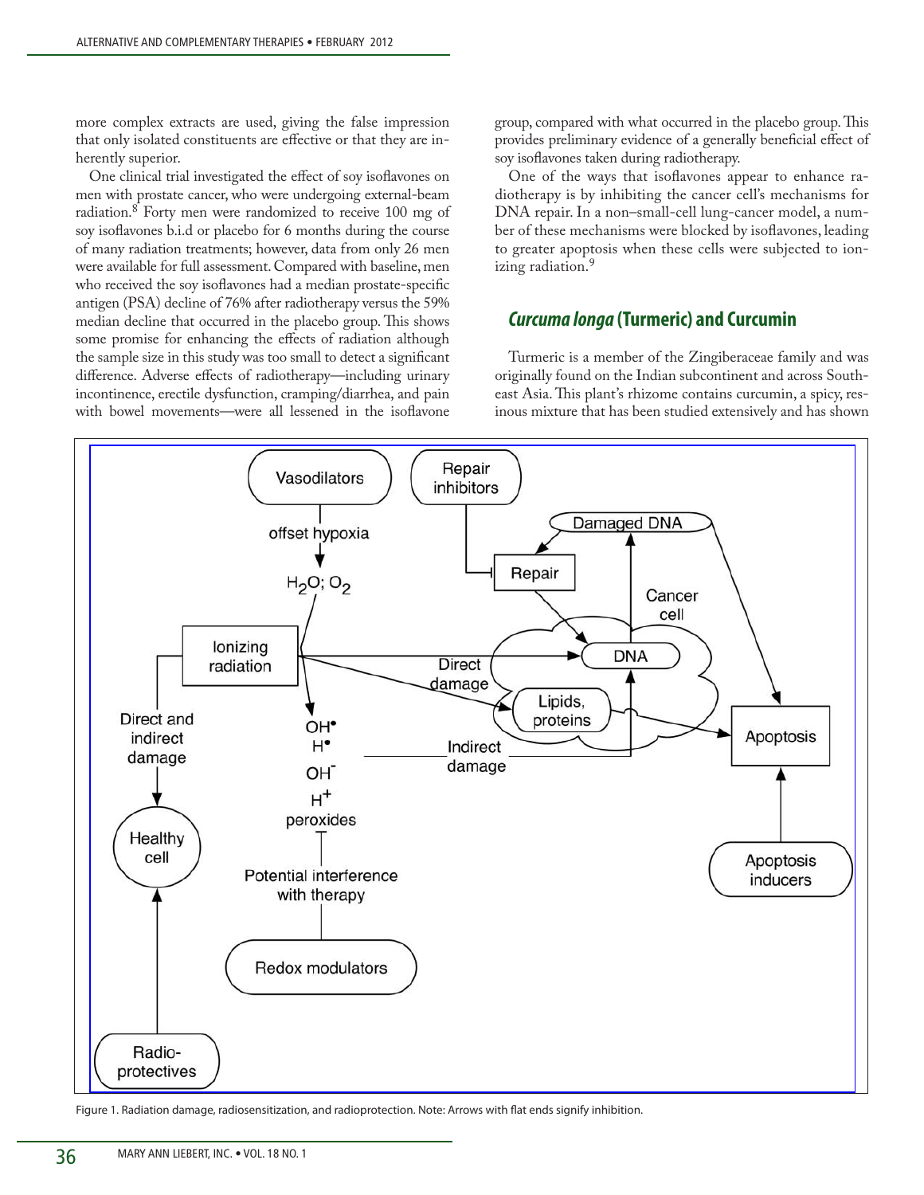more complex extracts are used, giving the false impression that only isolated constituents are effective or that they are inherently superior.

One clinical trial investigated the effect of soy isoflavones on men with prostate cancer, who were undergoing external-beam radiation.[8] Forty men were randomized to receive 100 mg of soy isoflavones b.i.d or placebo for 6 months during the course of many radiation treatments; however, data from only 26 men were available for full assessment. Compared with baseline, men who received the soy isoflavones had a median prostate-specific antigen (PSA) decline of 76% after radiotherapy versus the 59% median decline that occurred in the placebo group. This shows some promise for enhancing the effects of radiation although the sample size in this study was too small to detect a significant difference. Adverse effects of radiotherapy—including urinary incontinence, erectile dysfunction, cramping/diarrhea, and pain with bowel movements—were all lessened in the isoflavone group, compared with what occurred in the placebo group. This provides preliminary evidence of a generally beneficial effect of soy isoflavones taken during radiotherapy.

One of the ways that isoflavones appear to enhance radiotherapy is by inhibiting the cancer cell's mechanisms for DNA repair. In a non–small-cell lung-cancer model, a number of these mechanisms were blocked by isoflavones, leading to greater apoptosis when these cells were subjected to ionizing radiation.[9]

## *Curcuma longa* (Turmeric) and Curcumin

Turmeric is a member of the Zingiberaceae family and was originally found on the Indian subcontinent and across Southeast Asia. This plant's rhizome contains curcumin, a spicy, resinous mixture that has been studied extensively and has shown

Figure 1. Radiation damage, radiosensitization, and radioprotection. Note: Arrows with flat ends signify inhibition.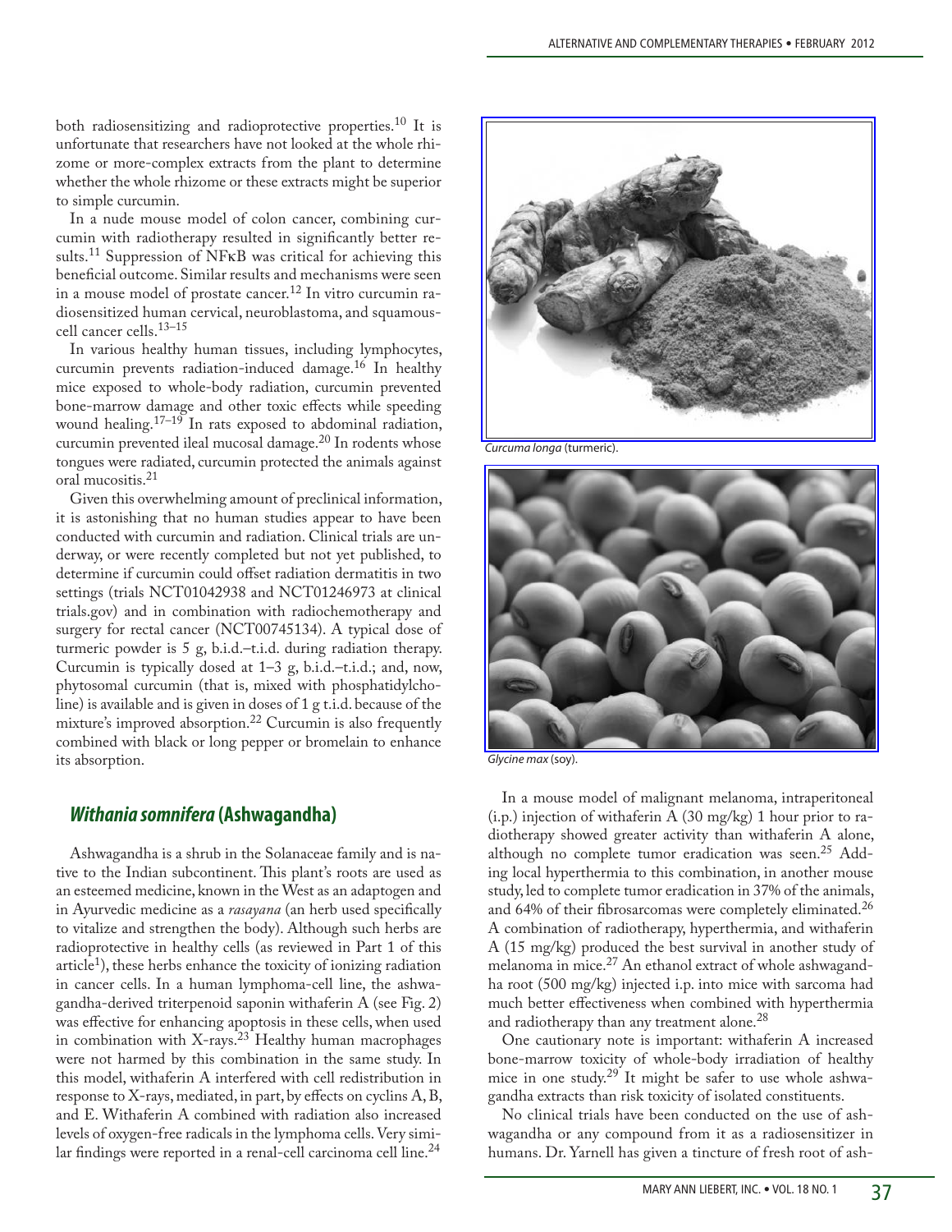both radiosensitizing and radioprotective properties.[10] It is unfortunate that researchers have not looked at the whole rhizome or more-complex extracts from the plant to determine whether the whole rhizome or these extracts might be superior to simple curcumin.

In a nude mouse model of colon cancer, combining curcumin with radiotherapy resulted in significantly better results.[11] Suppression of NFκB was critical for achieving this beneficial outcome. Similar results and mechanisms were seen in a mouse model of prostate cancer.[12] In vitro curcumin radiosensitized human cervical, neuroblastoma, and squamous-cell cancer cells.[13–15]

In various healthy human tissues, including lymphocytes, curcumin prevents radiation-induced damage.[16] In healthy mice exposed to whole-body radiation, curcumin prevented bone-marrow damage and other toxic effects while speeding wound healing.[17–19] In rats exposed to abdominal radiation, curcumin prevented ileal mucosal damage.[20] In rodents whose tongues were radiated, curcumin protected the animals against oral mucositis.[21]

Given this overwhelming amount of preclinical information, it is astonishing that no human studies appear to have been conducted with curcumin and radiation. Clinical trials are underway, or were recently completed but not yet published, to determine if curcumin could offset radiation dermatitis in two settings (trials NCT01042938 and NCT01246973 at clinical trials.gov) and in combination with radiochemotherapy and surgery for rectal cancer (NCT00745134). A typical dose of turmeric powder is 5 g, b.i.d.–t.i.d. during radiation therapy. Curcumin is typically dosed at 1–3 g, b.i.d.–t.i.d.; and, now, phytosomal curcumin (that is, mixed with phosphatidylcholine) is available and is given in doses of 1 g t.i.d. because of the mixture's improved absorption.[22] Curcumin is also frequently combined with black or long pepper or bromelain to enhance its absorption.

*Curcuma longa* (turmeric).

*Glycine max* (soy).

## *Withania somnifera* (Ashwagandha)

Ashwagandha is a shrub in the Solanaceae family and is native to the Indian subcontinent. This plant's roots are used as an esteemed medicine, known in the West as an adaptogen and in Ayurvedic medicine as a *rasayana* (an herb used specifically to vitalize and strengthen the body). Although such herbs are radioprotective in healthy cells (as reviewed in Part 1 of this article[1]), these herbs enhance the toxicity of ionizing radiation in cancer cells. In a human lymphoma-cell line, the ashwagandha-derived triterpenoid saponin withaferin A (see Fig. 2) was effective for enhancing apoptosis in these cells, when used in combination with X-rays.[23] Healthy human macrophages were not harmed by this combination in the same study. In this model, withaferin A interfered with cell redistribution in response to X-rays, mediated, in part, by effects on cyclins A, B, and E. Withaferin A combined with radiation also increased levels of oxygen-free radicals in the lymphoma cells. Very similar findings were reported in a renal-cell carcinoma cell line.[24]

In a mouse model of malignant melanoma, intraperitoneal (i.p.) injection of withaferin A (30 mg/kg) 1 hour prior to radiotherapy showed greater activity than withaferin A alone, although no complete tumor eradication was seen.[25] Adding local hyperthermia to this combination, in another mouse study, led to complete tumor eradication in 37% of the animals, and 64% of their fibrosarcomas were completely eliminated.[26] A combination of radiotherapy, hyperthermia, and withaferin A (15 mg/kg) produced the best survival in another study of melanoma in mice.[27] An ethanol extract of whole ashwagandha root (500 mg/kg) injected i.p. into mice with sarcoma had much better effectiveness when combined with hyperthermia and radiotherapy than any treatment alone.[28]

One cautionary note is important: withaferin A increased bone-marrow toxicity of whole-body irradiation of healthy mice in one study.[29] It might be safer to use whole ashwagandha extracts than risk toxicity of isolated constituents.

No clinical trials have been conducted on the use of ashwagandha or any compound from it as a radiosensitizer in humans. Dr. Yarnell has given a tincture of fresh root of ash-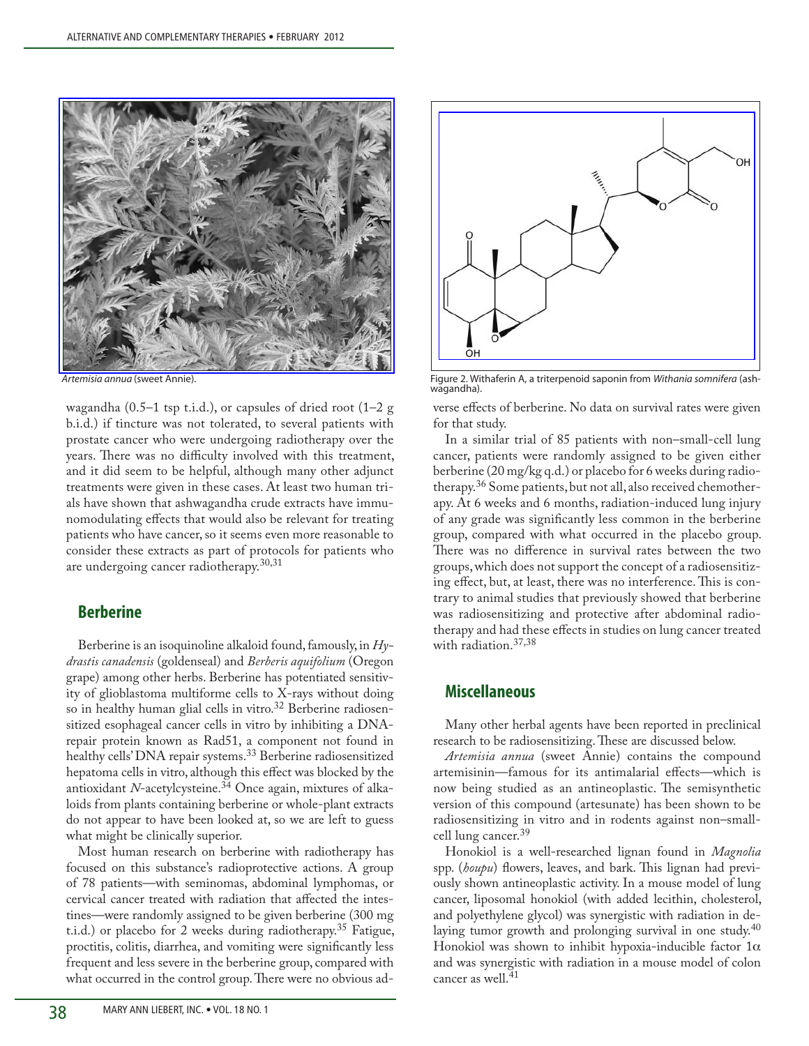*Artemisia annua* (sweet Annie).

Figure 2. Withaferin A, a triterpenoid saponin from *Withania somnifera* (ashwagandha).

wagandha (0.5–1 tsp t.i.d.), or capsules of dried root (1–2 g b.i.d.) if tincture was not tolerated, to several patients with prostate cancer who were undergoing radiotherapy over the years. There was no difficulty involved with this treatment, and it did seem to be helpful, although many other adjunct treatments were given in these cases. At least two human trials have shown that ashwagandha crude extracts have immunomodulating effects that would also be relevant for treating patients who have cancer, so it seems even more reasonable to consider these extracts as part of protocols for patients who are undergoing cancer radiotherapy.[30,31]

## Berberine

Berberine is an isoquinoline alkaloid found, famously, in *Hydrastis canadensis* (goldenseal) and *Berberis aquifolium* (Oregon grape) among other herbs. Berberine has potentiated sensitivity of glioblastoma multiforme cells to X-rays without doing so in healthy human glial cells in vitro.[32] Berberine radiosensitized esophageal cancer cells in vitro by inhibiting a DNA-repair protein known as Rad51, a component not found in healthy cells' DNA repair systems.[33] Berberine radiosensitized hepatoma cells in vitro, although this effect was blocked by the antioxidant *N*-acetylcysteine.[34] Once again, mixtures of alkaloids from plants containing berberine or whole-plant extracts do not appear to have been looked at, so we are left to guess what might be clinically superior.

Most human research on berberine with radiotherapy has focused on this substance's radioprotective actions. A group of 78 patients—with seminomas, abdominal lymphomas, or cervical cancer treated with radiation that affected the intestines—were randomly assigned to be given berberine (300 mg t.i.d.) or placebo for 2 weeks during radiotherapy.[35] Fatigue, proctitis, colitis, diarrhea, and vomiting were significantly less frequent and less severe in the berberine group, compared with what occurred in the control group. There were no obvious adverse effects of berberine. No data on survival rates were given for that study.

In a similar trial of 85 patients with non–small-cell lung cancer, patients were randomly assigned to be given either berberine (20 mg/kg q.d.) or placebo for 6 weeks during radiotherapy.[36] Some patients, but not all, also received chemotherapy. At 6 weeks and 6 months, radiation-induced lung injury of any grade was significantly less common in the berberine group, compared with what occurred in the placebo group. There was no difference in survival rates between the two groups, which does not support the concept of a radiosensitizing effect, but, at least, there was no interference. This is contrary to animal studies that previously showed that berberine was radiosensitizing and protective after abdominal radiotherapy and had these effects in studies on lung cancer treated with radiation.[37,38]

## Miscellaneous

Many other herbal agents have been reported in preclinical research to be radiosensitizing. These are discussed below.

*Artemisia annua* (sweet Annie) contains the compound artemisinin—famous for its antimalarial effects—which is now being studied as an antineoplastic. The semisynthetic version of this compound (artesunate) has been shown to be radiosensitizing in vitro and in rodents against non–small-cell lung cancer.[39]

Honokiol is a well-researched lignan found in *Magnolia* spp. (*houpu*) flowers, leaves, and bark. This lignan had previously shown antineoplastic activity. In a mouse model of lung cancer, liposomal honokiol (with added lecithin, cholesterol, and polyethylene glycol) was synergistic with radiation in delaying tumor growth and prolonging survival in one study.[40] Honokiol was shown to inhibit hypoxia-inducible factor 1$\alpha$ and was synergistic with radiation in a mouse model of colon cancer as well.[41]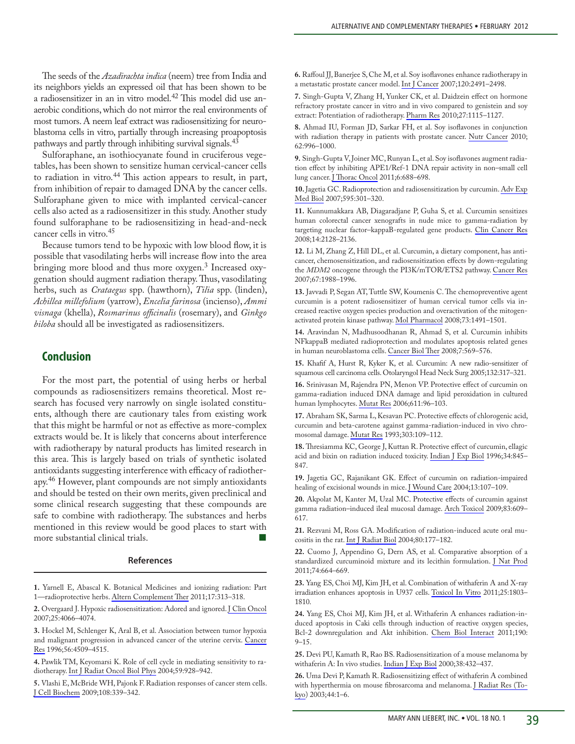The seeds of the *Azadirachta indica* (neem) tree from India and its neighbors yields an expressed oil that has been shown to be a radiosensitizer in an in vitro model.[42] This model did use anaerobic conditions, which do not mirror the real environments of most tumors. A neem leaf extract was radiosensitizing for neuroblastoma cells in vitro, partially through increasing proapoptosis pathways and partly through inhibiting survival signals.[43]

Sulforaphane, an isothiocyanate found in cruciferous vegetables, has been shown to sensitize human cervical-cancer cells to radiation in vitro.[44] This action appears to result, in part, from inhibition of repair to damaged DNA by the cancer cells. Sulforaphane given to mice with implanted cervical-cancer cells also acted as a radiosensitizer in this study. Another study found sulforaphane to be radiosensitizing in head-and-neck cancer cells in vitro.[45]

Because tumors tend to be hypoxic with low blood flow, it is possible that vasodilating herbs will increase flow into the area bringing more blood and thus more oxygen.[3] Increased oxygenation should augment radiation therapy. Thus, vasodilating herbs, such as *Crataegus* spp. (hawthorn), *Tilia* spp. (linden), *Achillea millefolium* (yarrow), *Encelia farinosa* (incienso), *Ammi visnaga* (khella), *Rosmarinus officinalis* (rosemary), and *Ginkgo biloba* should all be investigated as radiosensitizers.

## Conclusion

For the most part, the potential of using herbs or herbal compounds as radiosensitizers remains theoretical. Most research has focused very narrowly on single isolated constituents, although there are cautionary tales from existing work that this might be harmful or not as effective as more-complex extracts would be. It is likely that concerns about interference with radiotherapy by natural products has limited research in this area. This is largely based on trials of synthetic isolated antioxidants suggesting interference with efficacy of radiotherapy.[46] However, plant compounds are not simply antioxidants and should be tested on their own merits, given preclinical and some clinical research suggesting that these compounds are safe to combine with radiotherapy. The substances and herbs mentioned in this review would be good places to start with more substantial clinical trials. ■

### References

**1.** Yarnell E, Abascal K. Botanical Medicines and ionizing radiation: Part 1—radioprotective herbs. Altern Complement Ther 2011;17:313–318.

**2.** Overgaard J. Hypoxic radiosensitization: Adored and ignored. J Clin Oncol 2007;25:4066–4074.

**3.** Hockel M, Schlenger K, Aral B, et al. Association between tumor hypoxia and malignant progression in advanced cancer of the uterine cervix. Cancer Res 1996;56:4509–4515.

**4.** Pawlik TM, Keyomarsi K. Role of cell cycle in mediating sensitivity to radiotherapy. Int J Radiat Oncol Biol Phys 2004;59:928–942.

**5.** Vlashi E, McBride WH, Pajonk F. Radiation responses of cancer stem cells. J Cell Biochem 2009;108:339–342.

**6.** Raffoul JJ, Banerjee S, Che M, et al. Soy isoflavones enhance radiotherapy in a metastatic prostate cancer model. Int J Cancer 2007;120:2491–2498.

**7.** Singh-Gupta V, Zhang H, Yunker CK, et al. Daidzein effect on hormone refractory prostate cancer in vitro and in vivo compared to genistein and soy extract: Potentiation of radiotherapy. Pharm Res 2010;27:1115–1127.

**8.** Ahmad IU, Forman JD, Sarkar FH, et al. Soy isoflavones in conjunction with radiation therapy in patients with prostate cancer. Nutr Cancer 2010; 62:996–1000.

**9.** Singh-Gupta V, Joiner MC, Runyan L, et al. Soy isoflavones augment radiation effect by inhibiting APE1/Ref-1 DNA repair activity in non–small cell lung cancer. J Thorac Oncol 2011;6:688–698.

**10.** Jagetia GC. Radioprotection and radiosensitization by curcumin. Adv Exp Med Biol 2007;595:301–320.

**11.** Kunnumakkara AB, Diagaradjane P, Guha S, et al. Curcumin sensitizes human colorectal cancer xenografts in nude mice to gamma-radiation by targeting nuclear factor–kappaB-regulated gene products. Clin Cancer Res 2008;14:2128–2136.

**12.** Li M, Zhang Z, Hill DL, et al. Curcumin, a dietary component, has anticancer, chemosensitization, and radiosensitization effects by down-regulating the *MDM2* oncogene through the PI3K/mTOR/ETS2 pathway. Cancer Res 2007;67:1988–1996.

**13.** Javvadi P, Segan AT, Tuttle SW, Koumenis C. The chemopreventive agent curcumin is a potent radiosensitizer of human cervical tumor cells via increased reactive oxygen species production and overactivation of the mitogen-activated protein kinase pathway. Mol Pharmacol 2008;73:1491–1501.

**14.** Aravindan N, Madhusoodhanan R, Ahmad S, et al. Curcumin inhibits NFkappaB mediated radioprotection and modulates apoptosis related genes in human neuroblastoma cells. Cancer Biol Ther 2008;7:569–576.

**15.** Khafif A, Hurst R, Kyker K, et al. Curcumin: A new radio-sensitizer of squamous cell carcinoma cells. Otolaryngol Head Neck Surg 2005;132:317–321.

**16.** Srinivasan M, Rajendra PN, Menon VP. Protective effect of curcumin on gamma-radiation induced DNA damage and lipid peroxidation in cultured human lymphocytes. Mutat Res 2006;611:96–103.

**17.** Abraham SK, Sarma L, Kesavan PC. Protective effects of chlorogenic acid, curcumin and beta-carotene against gamma-radiation-induced in vivo chromosomal damage. Mutat Res 1993;303:109–112.

**18.** Thresiamma KC, George J, Kuttan R. Protective effect of curcumin, ellagic acid and bixin on radiation induced toxicity. Indian J Exp Biol 1996;34:845–847.

**19.** Jagetia GC, Rajanikant GK. Effect of curcumin on radiation-impaired healing of excisional wounds in mice. J Wound Care 2004;13:107–109.

**20.** Akpolat M, Kanter M, Uzal MC. Protective effects of curcumin against gamma radiation–induced ileal mucosal damage. Arch Toxicol 2009;83:609–617.

**21.** Rezvani M, Ross GA. Modification of radiation-induced acute oral mucositis in the rat. Int J Radiat Biol 2004;80:177–182.

**22.** Cuomo J, Appendino G, Dern AS, et al. Comparative absorption of a standardized curcuminoid mixture and its lecithin formulation. J Nat Prod 2011;74:664–669.

**23.** Yang ES, Choi MJ, Kim JH, et al. Combination of withaferin A and X-ray irradiation enhances apoptosis in U937 cells. Toxicol In Vitro 2011;25:1803–1810.

**24.** Yang ES, Choi MJ, Kim JH, et al. Withaferin A enhances radiation-induced apoptosis in Caki cells through induction of reactive oxygen species, Bcl-2 downregulation and Akt inhibition. Chem Biol Interact 2011;190: 9–15.

**25.** Devi PU, Kamath R, Rao BS. Radiosensitization of a mouse melanoma by withaferin A: In vivo studies. Indian J Exp Biol 2000;38:432–437.

**26.** Uma Devi P, Kamath R. Radiosensitizing effect of withaferin A combined with hyperthermia on mouse fibrosarcoma and melanoma. J Radiat Res (Tokyo) 2003;44:1–6.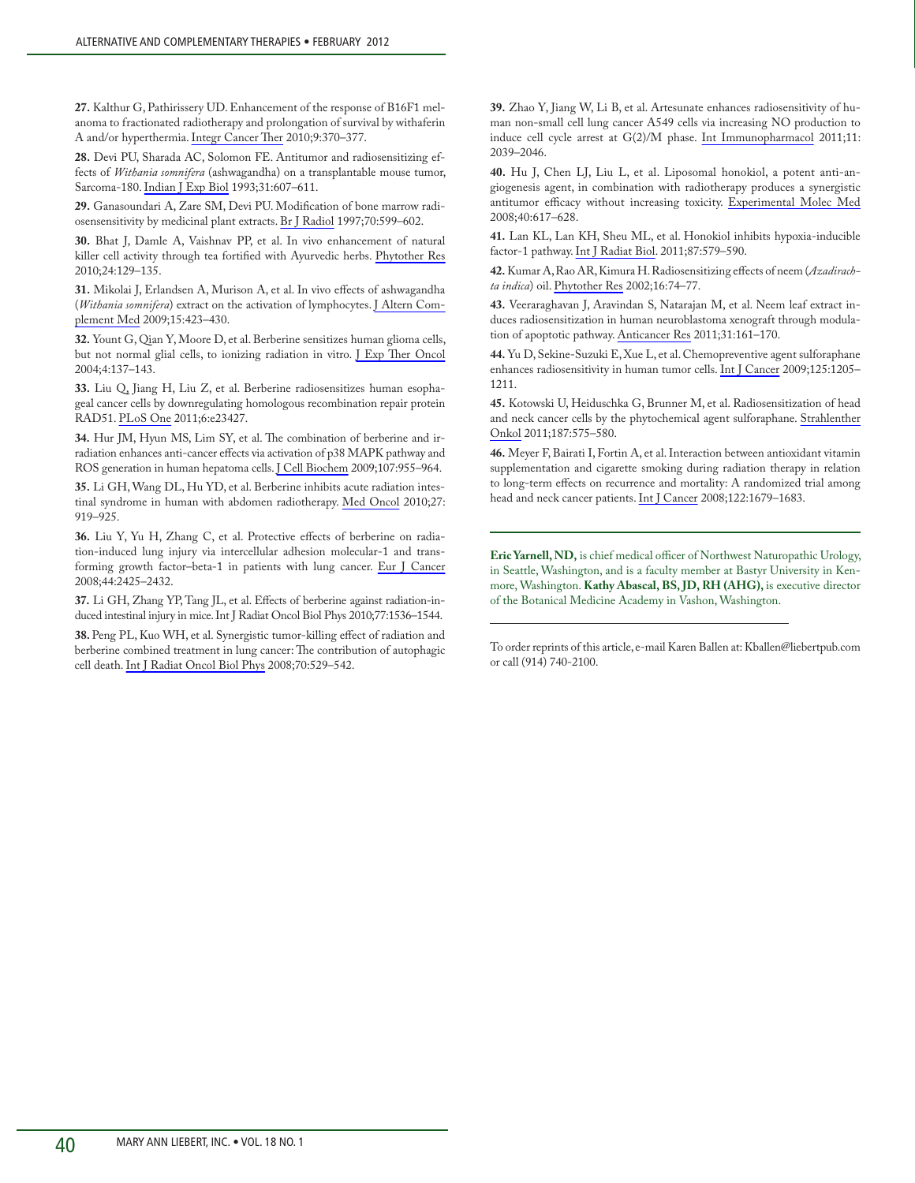**27.** Kalthur G, Pathirissery UD. Enhancement of the response of B16F1 melanoma to fractionated radiotherapy and prolongation of survival by withaferin A and/or hyperthermia. Integr Cancer Ther 2010;9:370–377.

**28.** Devi PU, Sharada AC, Solomon FE. Antitumor and radiosensitizing effects of *Withania somnifera* (ashwagandha) on a transplantable mouse tumor, Sarcoma-180. Indian J Exp Biol 1993;31:607–611.

**29.** Ganasoundari A, Zare SM, Devi PU. Modification of bone marrow radiosensensitivity by medicinal plant extracts. Br J Radiol 1997;70:599–602.

**30.** Bhat J, Damle A, Vaishnav PP, et al. In vivo enhancement of natural killer cell activity through tea fortified with Ayurvedic herbs. Phytother Res 2010;24:129–135.

**31.** Mikolai J, Erlandsen A, Murison A, et al. In vivo effects of ashwagandha (*Withania somnifera*) extract on the activation of lymphocytes. J Altern Complement Med 2009;15:423–430.

**32.** Yount G, Qian Y, Moore D, et al. Berberine sensitizes human glioma cells, but not normal glial cells, to ionizing radiation in vitro. J Exp Ther Oncol 2004;4:137–143.

**33.** Liu Q, Jiang H, Liu Z, et al. Berberine radiosensitizes human esophageal cancer cells by downregulating homologous recombination repair protein RAD51. PLoS One 2011;6:e23427.

**34.** Hur JM, Hyun MS, Lim SY, et al. The combination of berberine and irradiation enhances anti-cancer effects via activation of p38 MAPK pathway and ROS generation in human hepatoma cells. J Cell Biochem 2009;107:955–964.

**35.** Li GH, Wang DL, Hu YD, et al. Berberine inhibits acute radiation intestinal syndrome in human with abdomen radiotherapy. Med Oncol 2010;27: 919–925.

**36.** Liu Y, Yu H, Zhang C, et al. Protective effects of berberine on radiation-induced lung injury via intercellular adhesion molecular-1 and transforming growth factor–beta-1 in patients with lung cancer. Eur J Cancer 2008;44:2425–2432.

**37.** Li GH, Zhang YP, Tang JL, et al. Effects of berberine against radiation-induced intestinal injury in mice. Int J Radiat Oncol Biol Phys 2010;77:1536–1544.

**38.** Peng PL, Kuo WH, et al. Synergistic tumor-killing effect of radiation and berberine combined treatment in lung cancer: The contribution of autophagic cell death. Int J Radiat Oncol Biol Phys 2008;70:529–542.

**39.** Zhao Y, Jiang W, Li B, et al. Artesunate enhances radiosensitivity of human non-small cell lung cancer A549 cells via increasing NO production to induce cell cycle arrest at G(2)/M phase. Int Immunopharmacol 2011;11: 2039–2046.

**40.** Hu J, Chen LJ, Liu L, et al. Liposomal honokiol, a potent anti-angiogenesis agent, in combination with radiotherapy produces a synergistic antitumor efficacy without increasing toxicity. Experimental Molec Med 2008;40:617–628.

**41.** Lan KL, Lan KH, Sheu ML, et al. Honokiol inhibits hypoxia-inducible factor-1 pathway. Int J Radiat Biol. 2011;87:579–590.

**42.** Kumar A, Rao AR, Kimura H. Radiosensitizing effects of neem (*Azadirachta indica*) oil. Phytother Res 2002;16:74–77.

**43.** Veeraraghavan J, Aravindan S, Natarajan M, et al. Neem leaf extract induces radiosensitization in human neuroblastoma xenograft through modulation of apoptotic pathway. Anticancer Res 2011;31:161–170.

**44.** Yu D, Sekine-Suzuki E, Xue L, et al. Chemopreventive agent sulforaphane enhances radiosensitivity in human tumor cells. Int J Cancer 2009;125:1205–1211.

**45.** Kotowski U, Heiduschka G, Brunner M, et al. Radiosensitization of head and neck cancer cells by the phytochemical agent sulforaphane. Strahlenther Onkol 2011;187:575–580.

**46.** Meyer F, Bairati I, Fortin A, et al. Interaction between antioxidant vitamin supplementation and cigarette smoking during radiation therapy in relation to long-term effects on recurrence and mortality: A randomized trial among head and neck cancer patients. Int J Cancer 2008;122:1679–1683.

---

**Eric Yarnell, ND,** is chief medical officer of Northwest Naturopathic Urology, in Seattle, Washington, and is a faculty member at Bastyr University in Kenmore, Washington. **Kathy Abascal, BS, JD, RH (AHG),** is executive director of the Botanical Medicine Academy in Vashon, Washington.

---

To order reprints of this article, e-mail Karen Ballen at: Kballen@liebertpub.com or call (914) 740-2100.